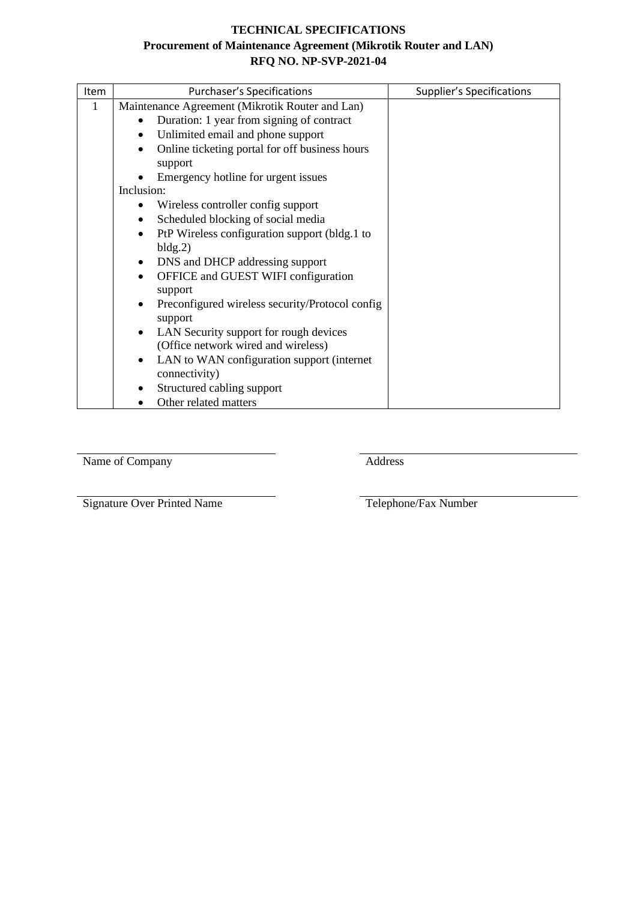**TECHNICAL SPECIFICATIONS**
**Procurement of Maintenance Agreement (Mikrotik Router and LAN)**
**RFQ NO. NP-SVP-2021-04**

| Item | Purchaser's Specifications | Supplier's Specifications |
|---|---|---|
| 1 | Maintenance Agreement (Mikrotik Router and Lan)<br>• Duration: 1 year from signing of contract<br>• Unlimited email and phone support<br>• Online ticketing portal for off business hours support<br>• Emergency hotline for urgent issues<br>Inclusion:<br>• Wireless controller config support<br>• Scheduled blocking of social media<br>• PtP Wireless configuration support (bldg.1 to bldg.2)<br>• DNS and DHCP addressing support<br>• OFFICE and GUEST WIFI configuration support<br>• Preconfigured wireless security/Protocol config support<br>• LAN Security support for rough devices (Office network wired and wireless)<br>• LAN to WAN configuration support (internet connectivity)<br>• Structured cabling support<br>• Other related matters | |

_______________________________
Name of Company

_______________________________
Address

_______________________________
Signature Over Printed Name

_______________________________
Telephone/Fax Number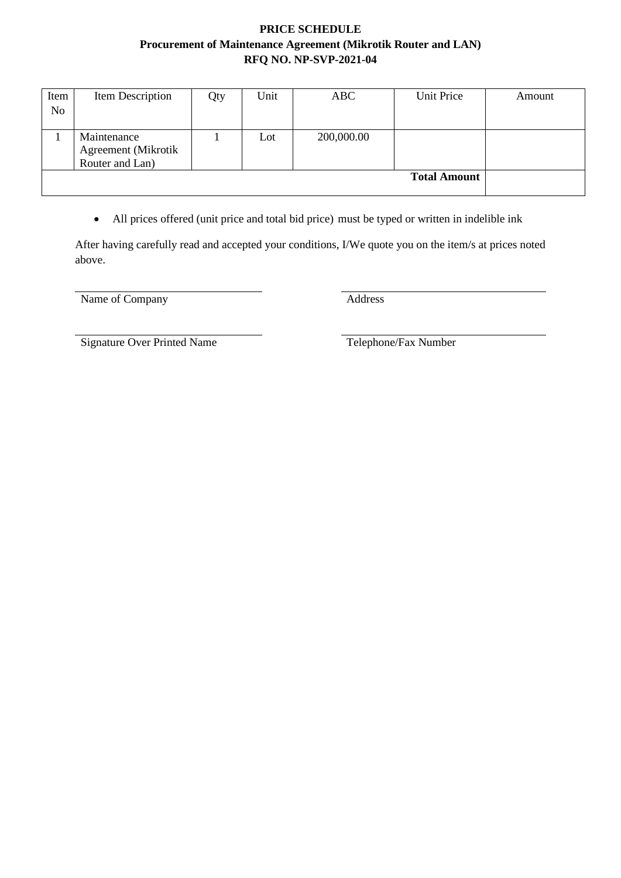**PRICE SCHEDULE**
**Procurement of Maintenance Agreement (Mikrotik Router and LAN)**
**RFQ NO. NP-SVP-2021-04**

| Item No | Item Description | Qty | Unit | ABC | Unit Price | Amount |
|---|---|---|---|---|---|---|
| 1 | Maintenance Agreement (Mikrotik Router and Lan) | 1 | Lot | 200,000.00 | | |
| | | | | | **Total Amount** | |

- All prices offered (unit price and total bid price) must be typed or written in indelible ink

After having carefully read and accepted your conditions, I/We quote you on the item/s at prices noted above.

Name of Company

Address

Signature Over Printed Name

Telephone/Fax Number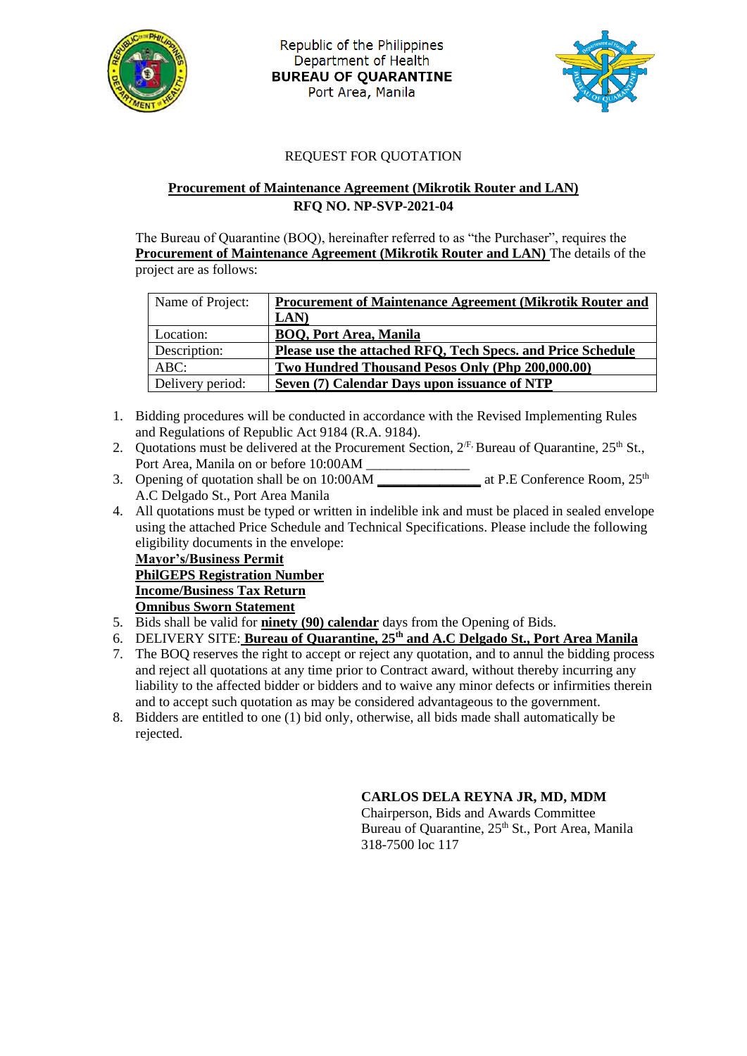Republic of the Philippines
Department of Health
**BUREAU OF QUARANTINE**
Port Area, Manila

REQUEST FOR QUOTATION

**Procurement of Maintenance Agreement (Mikrotik Router and LAN)**
**RFQ NO. NP-SVP-2021-04**

The Bureau of Quarantine (BOQ), hereinafter referred to as "the Purchaser", requires the **Procurement of Maintenance Agreement (Mikrotik Router and LAN)** The details of the project are as follows:

| Name of Project: | **Procurement of Maintenance Agreement (Mikrotik Router and LAN)** |
|---|---|
| Location: | **BOQ, Port Area, Manila** |
| Description: | **Please use the attached RFQ, Tech Specs. and Price Schedule** |
| ABC: | **Two Hundred Thousand Pesos Only (Php 200,000.00)** |
| Delivery period: | **Seven (7) Calendar Days upon issuance of NTP** |

1. Bidding procedures will be conducted in accordance with the Revised Implementing Rules and Regulations of Republic Act 9184 (R.A. 9184).
2. Quotations must be delivered at the Procurement Section, 2/F, Bureau of Quarantine, 25th St., Port Area, Manila on or before 10:00AM _______________
3. Opening of quotation shall be on 10:00AM _______________ at P.E Conference Room, 25th A.C Delgado St., Port Area Manila
4. All quotations must be typed or written in indelible ink and must be placed in sealed envelope using the attached Price Schedule and Technical Specifications. Please include the following eligibility documents in the envelope:
   **Mayor's/Business Permit**
   **PhilGEPS Registration Number**
   **Income/Business Tax Return**
   **Omnibus Sworn Statement**
5. Bids shall be valid for **ninety (90) calendar** days from the Opening of Bids.
6. DELIVERY SITE: **Bureau of Quarantine, 25th and A.C Delgado St., Port Area Manila**
7. The BOQ reserves the right to accept or reject any quotation, and to annul the bidding process and reject all quotations at any time prior to Contract award, without thereby incurring any liability to the affected bidder or bidders and to waive any minor defects or infirmities therein and to accept such quotation as may be considered advantageous to the government.
8. Bidders are entitled to one (1) bid only, otherwise, all bids made shall automatically be rejected.

**CARLOS DELA REYNA JR, MD, MDM**
Chairperson, Bids and Awards Committee
Bureau of Quarantine, 25th St., Port Area, Manila
318-7500 loc 117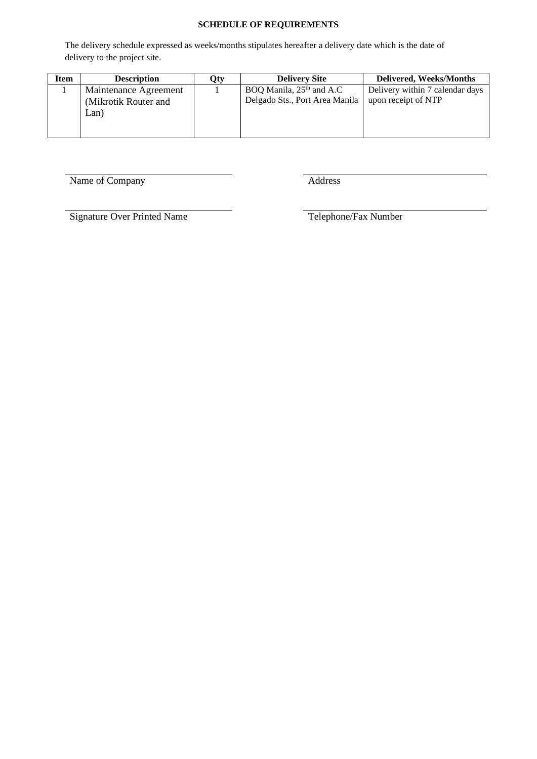**SCHEDULE OF REQUIREMENTS**

The delivery schedule expressed as weeks/months stipulates hereafter a delivery date which is the date of delivery to the project site.

| Item | Description | Qty | Delivery Site | Delivered, Weeks/Months |
|---|---|---|---|---|
| 1 | Maintenance Agreement (Mikrotik Router and Lan) | 1 | BOQ Manila, 25th and A.C Delgado Sts., Port Area Manila | Delivery within 7 calendar days upon receipt of NTP |

Name of Company

Address

Signature Over Printed Name

Telephone/Fax Number